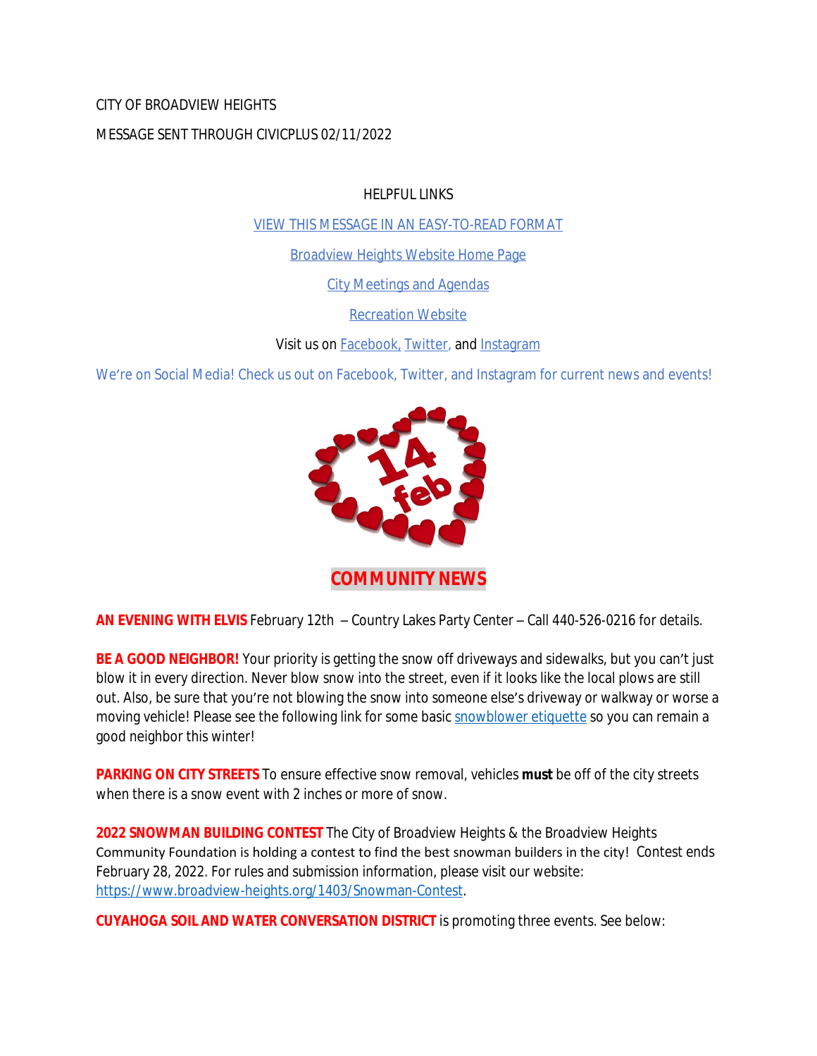CITY OF BROADVIEW HEIGHTS

MESSAGE SENT THROUGH CIVICPLUS 02/11/2022

HELPFUL LINKS

VIEW THIS MESSAGE IN AN EASY-TO-READ FORMAT

Broadview Heights Website Home Page

City Meetings and Agendas

Recreation Website

Visit us on Facebook, Twitter, and Instagram

We're on Social Media! Check us out on Facebook, Twitter, and Instagram for current news and events!

## COMMUNITY NEWS

**AN EVENING WITH ELVIS** February 12th – Country Lakes Party Center – Call 440-526-0216 for details.

**BE A GOOD NEIGHBOR!** Your priority is getting the snow off driveways and sidewalks, but you can't just blow it in every direction. Never blow snow into the street, even if it looks like the local plows are still out. Also, be sure that you're not blowing the snow into someone else's driveway or walkway or worse a moving vehicle! Please see the following link for some basic snowblower etiquette so you can remain a good neighbor this winter!

**PARKING ON CITY STREETS** To ensure effective snow removal, vehicles **must** be off of the city streets when there is a snow event with 2 inches or more of snow.

**2022 SNOWMAN BUILDING CONTEST** The City of Broadview Heights & the Broadview Heights Community Foundation is holding a contest to find the best snowman builders in the city! Contest ends February 28, 2022. For rules and submission information, please visit our website: https://www.broadview-heights.org/1403/Snowman-Contest.

**CUYAHOGA SOIL AND WATER CONVERSATION DISTRICT** is promoting three events. See below: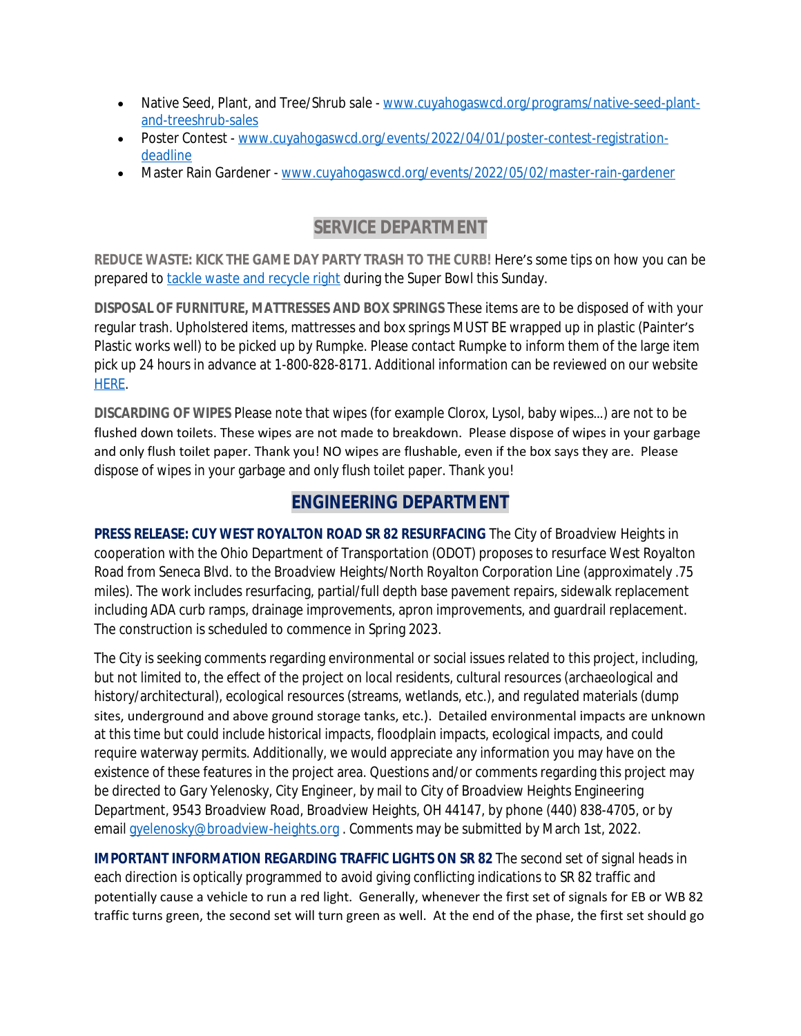- Native Seed, Plant, and Tree/Shrub sale - [www.cuyahogaswcd.org/programs/native-seed-plant-and-treeshrub-sales](www.cuyahogaswcd.org/programs/native-seed-plant-and-treeshrub-sales)
- Poster Contest - [www.cuyahogaswcd.org/events/2022/04/01/poster-contest-registration-deadline](www.cuyahogaswcd.org/events/2022/04/01/poster-contest-registration-deadline)
- Master Rain Gardener - [www.cuyahogaswcd.org/events/2022/05/02/master-rain-gardener](www.cuyahogaswcd.org/events/2022/05/02/master-rain-gardener)

## SERVICE DEPARTMENT

**REDUCE WASTE: KICK THE GAME DAY PARTY TRASH TO THE CURB!** Here's some tips on how you can be prepared to tackle waste and recycle right during the Super Bowl this Sunday.

**DISPOSAL OF FURNITURE, MATTRESSES AND BOX SPRINGS** These items are to be disposed of with your regular trash. Upholstered items, mattresses and box springs MUST BE wrapped up in plastic (Painter's Plastic works well) to be picked up by Rumpke. Please contact Rumpke to inform them of the large item pick up 24 hours in advance at 1-800-828-8171. Additional information can be reviewed on our website HERE.

**DISCARDING OF WIPES** Please note that wipes (for example Clorox, Lysol, baby wipes…) are not to be flushed down toilets. These wipes are not made to breakdown. Please dispose of wipes in your garbage and only flush toilet paper. Thank you! NO wipes are flushable, even if the box says they are. Please dispose of wipes in your garbage and only flush toilet paper. Thank you!

## ENGINEERING DEPARTMENT

**PRESS RELEASE: CUY WEST ROYALTON ROAD SR 82 RESURFACING** The City of Broadview Heights in cooperation with the Ohio Department of Transportation (ODOT) proposes to resurface West Royalton Road from Seneca Blvd. to the Broadview Heights/North Royalton Corporation Line (approximately .75 miles). The work includes resurfacing, partial/full depth base pavement repairs, sidewalk replacement including ADA curb ramps, drainage improvements, apron improvements, and guardrail replacement. The construction is scheduled to commence in Spring 2023.

The City is seeking comments regarding environmental or social issues related to this project, including, but not limited to, the effect of the project on local residents, cultural resources (archaeological and history/architectural), ecological resources (streams, wetlands, etc.), and regulated materials (dump sites, underground and above ground storage tanks, etc.). Detailed environmental impacts are unknown at this time but could include historical impacts, floodplain impacts, ecological impacts, and could require waterway permits. Additionally, we would appreciate any information you may have on the existence of these features in the project area. Questions and/or comments regarding this project may be directed to Gary Yelenosky, City Engineer, by mail to City of Broadview Heights Engineering Department, 9543 Broadview Road, Broadview Heights, OH 44147, by phone (440) 838-4705, or by email [gyelenosky@broadview-heights.org](mailto:gyelenosky@broadview-heights.org) . Comments may be submitted by March 1st, 2022.

**IMPORTANT INFORMATION REGARDING TRAFFIC LIGHTS ON SR 82** The second set of signal heads in each direction is optically programmed to avoid giving conflicting indications to SR 82 traffic and potentially cause a vehicle to run a red light. Generally, whenever the first set of signals for EB or WB 82 traffic turns green, the second set will turn green as well. At the end of the phase, the first set should go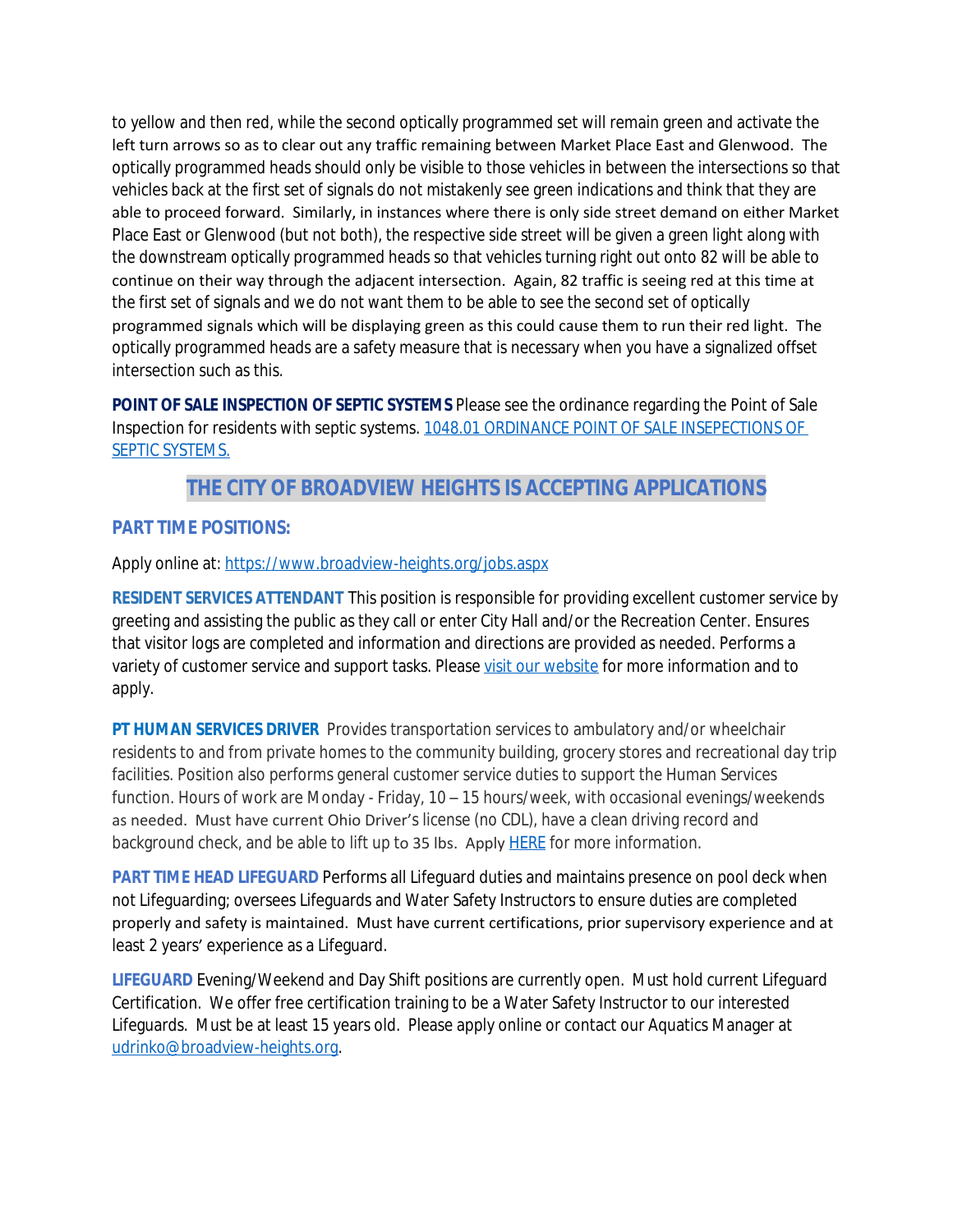to yellow and then red, while the second optically programmed set will remain green and activate the left turn arrows so as to clear out any traffic remaining between Market Place East and Glenwood. The optically programmed heads should only be visible to those vehicles in between the intersections so that vehicles back at the first set of signals do not mistakenly see green indications and think that they are able to proceed forward. Similarly, in instances where there is only side street demand on either Market Place East or Glenwood (but not both), the respective side street will be given a green light along with the downstream optically programmed heads so that vehicles turning right out onto 82 will be able to continue on their way through the adjacent intersection. Again, 82 traffic is seeing red at this time at the first set of signals and we do not want them to be able to see the second set of optically programmed signals which will be displaying green as this could cause them to run their red light. The optically programmed heads are a safety measure that is necessary when you have a signalized offset intersection such as this.

**POINT OF SALE INSPECTION OF SEPTIC SYSTEMS** Please see the ordinance regarding the Point of Sale Inspection for residents with septic systems. [1048.01 ORDINANCE POINT OF SALE INSEPECTIONS OF SEPTIC SYSTEMS.]

## THE CITY OF BROADVIEW HEIGHTS IS ACCEPTING APPLICATIONS

### PART TIME POSITIONS:

Apply online at: https://www.broadview-heights.org/jobs.aspx

**RESIDENT SERVICES ATTENDANT** This position is responsible for providing excellent customer service by greeting and assisting the public as they call or enter City Hall and/or the Recreation Center. Ensures that visitor logs are completed and information and directions are provided as needed. Performs a variety of customer service and support tasks. Please visit our website for more information and to apply.

**PT HUMAN SERVICES DRIVER** Provides transportation services to ambulatory and/or wheelchair residents to and from private homes to the community building, grocery stores and recreational day trip facilities. Position also performs general customer service duties to support the Human Services function. Hours of work are Monday - Friday, 10 – 15 hours/week, with occasional evenings/weekends as needed. Must have current Ohio Driver's license (no CDL), have a clean driving record and background check, and be able to lift up to 35 lbs. Apply HERE for more information.

**PART TIME HEAD LIFEGUARD** Performs all Lifeguard duties and maintains presence on pool deck when not Lifeguarding; oversees Lifeguards and Water Safety Instructors to ensure duties are completed properly and safety is maintained. Must have current certifications, prior supervisory experience and at least 2 years' experience as a Lifeguard.

**LIFEGUARD** Evening/Weekend and Day Shift positions are currently open. Must hold current Lifeguard Certification. We offer free certification training to be a Water Safety Instructor to our interested Lifeguards. Must be at least 15 years old. Please apply online or contact our Aquatics Manager at udrinko@broadview-heights.org.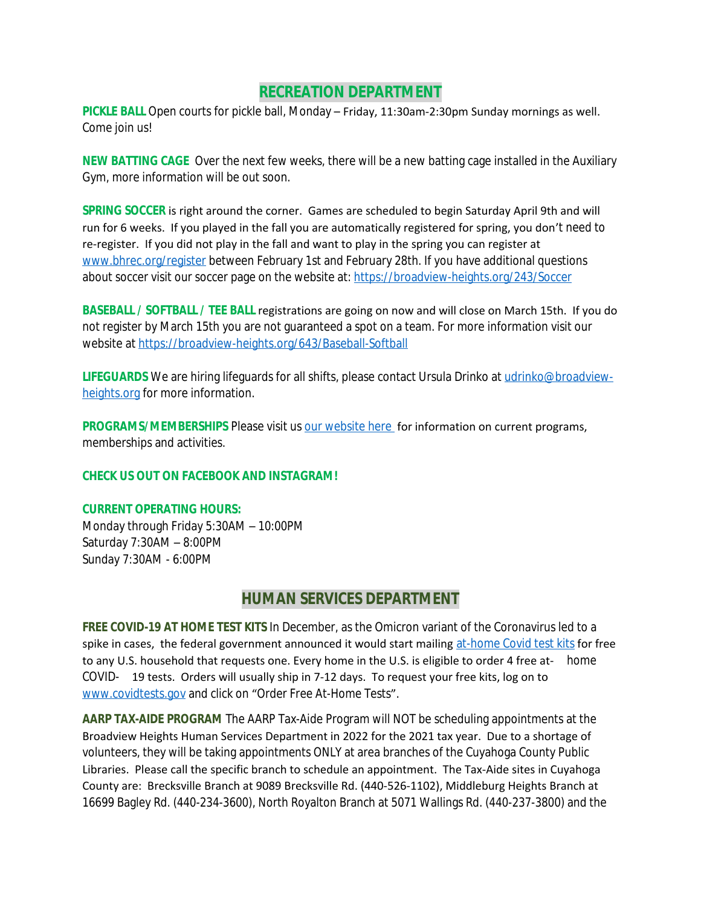## RECREATION DEPARTMENT

**PICKLE BALL** Open courts for pickle ball, Monday – Friday, 11:30am-2:30pm Sunday mornings as well. Come join us!

**NEW BATTING CAGE** Over the next few weeks, there will be a new batting cage installed in the Auxiliary Gym, more information will be out soon.

**SPRING SOCCER** is right around the corner. Games are scheduled to begin Saturday April 9th and will run for 6 weeks. If you played in the fall you are automatically registered for spring, you don't need to re-register. If you did not play in the fall and want to play in the spring you can register at [www.bhrec.org/register](www.bhrec.org/register) between February 1st and February 28th. If you have additional questions about soccer visit our soccer page on the website at: [https://broadview-heights.org/243/Soccer](https://broadview-heights.org/243/Soccer)

**BASEBALL / SOFTBALL / TEE BALL** registrations are going on now and will close on March 15th. If you do not register by March 15th you are not guaranteed a spot on a team. For more information visit our website at [https://broadview-heights.org/643/Baseball-Softball](https://broadview-heights.org/643/Baseball-Softball)

**LIFEGUARDS** We are hiring lifeguards for all shifts, please contact Ursula Drinko at udrinko@broadview-heights.org for more information.

**PROGRAMS/MEMBERSHIPS** Please visit us our website here for information on current programs, memberships and activities.

**CHECK US OUT ON FACEBOOK AND INSTAGRAM!**

**CURRENT OPERATING HOURS:**
Monday through Friday 5:30AM – 10:00PM
Saturday 7:30AM – 8:00PM
Sunday 7:30AM - 6:00PM

## HUMAN SERVICES DEPARTMENT

**FREE COVID-19 AT HOME TEST KITS** In December, as the Omicron variant of the Coronavirus led to a spike in cases, the federal government announced it would start mailing at-home Covid test kits for free to any U.S. household that requests one. Every home in the U.S. is eligible to order 4 free at- home COVID- 19 tests. Orders will usually ship in 7-12 days. To request your free kits, log on to [www.covidtests.gov](www.covidtests.gov) and click on "Order Free At-Home Tests".

**AARP TAX-AIDE PROGRAM** The AARP Tax-Aide Program will NOT be scheduling appointments at the Broadview Heights Human Services Department in 2022 for the 2021 tax year. Due to a shortage of volunteers, they will be taking appointments ONLY at area branches of the Cuyahoga County Public Libraries. Please call the specific branch to schedule an appointment. The Tax-Aide sites in Cuyahoga County are: Brecksville Branch at 9089 Brecksville Rd. (440-526-1102), Middleburg Heights Branch at 16699 Bagley Rd. (440-234-3600), North Royalton Branch at 5071 Wallings Rd. (440-237-3800) and the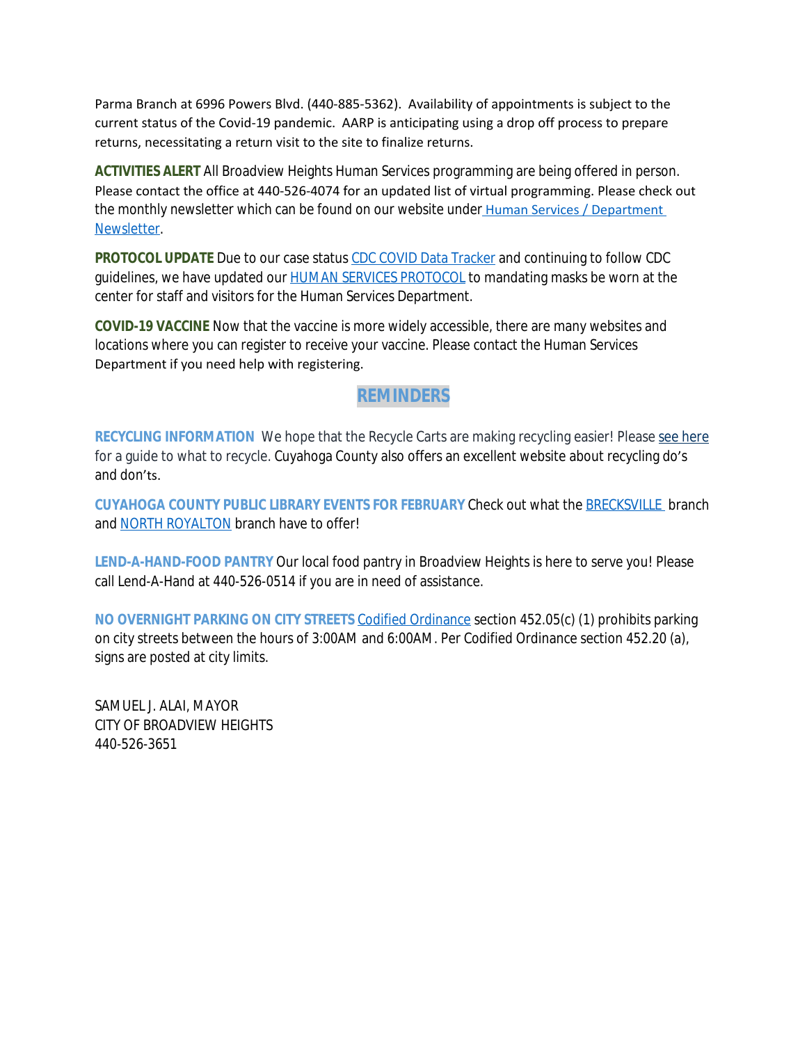Parma Branch at 6996 Powers Blvd. (440-885-5362). Availability of appointments is subject to the current status of the Covid-19 pandemic. AARP is anticipating using a drop off process to prepare returns, necessitating a return visit to the site to finalize returns.

**ACTIVITIES ALERT** All Broadview Heights Human Services programming are being offered in person. Please contact the office at 440-526-4074 for an updated list of virtual programming. Please check out the monthly newsletter which can be found on our website under Human Services / Department Newsletter.

**PROTOCOL UPDATE** Due to our case status CDC COVID Data Tracker and continuing to follow CDC guidelines, we have updated our HUMAN SERVICES PROTOCOL to mandating masks be worn at the center for staff and visitors for the Human Services Department.

**COVID-19 VACCINE** Now that the vaccine is more widely accessible, there are many websites and locations where you can register to receive your vaccine. Please contact the Human Services Department if you need help with registering.

## REMINDERS

**RECYCLING INFORMATION** We hope that the Recycle Carts are making recycling easier! Please see here for a guide to what to recycle. Cuyahoga County also offers an excellent website about recycling do's and don'ts.

**CUYAHOGA COUNTY PUBLIC LIBRARY EVENTS FOR FEBRUARY** Check out what the BRECKSVILLE branch and NORTH ROYALTON branch have to offer!

**LEND-A-HAND-FOOD PANTRY** Our local food pantry in Broadview Heights is here to serve you! Please call Lend-A-Hand at 440-526-0514 if you are in need of assistance.

**NO OVERNIGHT PARKING ON CITY STREETS** Codified Ordinance section 452.05(c) (1) prohibits parking on city streets between the hours of 3:00AM and 6:00AM. Per Codified Ordinance section 452.20 (a), signs are posted at city limits.

SAMUEL J. ALAI, MAYOR  
CITY OF BROADVIEW HEIGHTS  
440-526-3651